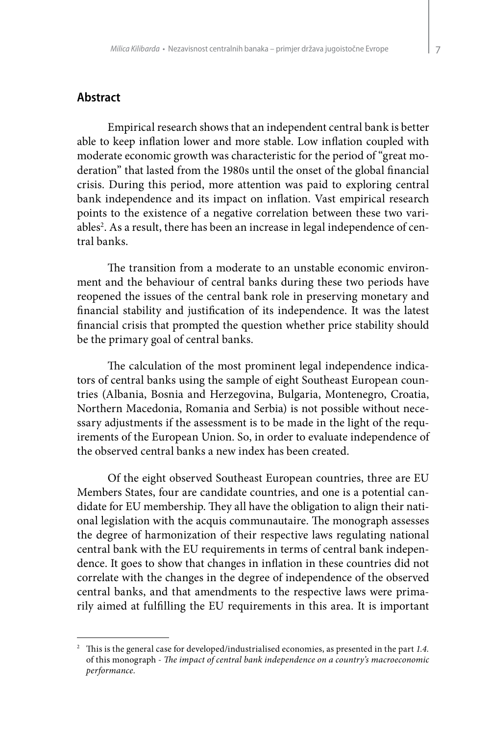## Abstract

Empirical research shows that an independent central bank is better able to keep inflation lower and more stable. Low inflation coupled with moderate economic growth was characteristic for the period of "great moderation" that lasted from the 1980s until the onset of the global financial crisis. During this period, more attention was paid to exploring central bank independence and its impact on inflation. Vast empirical research points to the existence of a negative correlation between these two variables[2]. As a result, there has been an increase in legal independence of central banks.

The transition from a moderate to an unstable economic environment and the behaviour of central banks during these two periods have reopened the issues of the central bank role in preserving monetary and financial stability and justification of its independence. It was the latest financial crisis that prompted the question whether price stability should be the primary goal of central banks.

The calculation of the most prominent legal independence indicators of central banks using the sample of eight Southeast European countries (Albania, Bosnia and Herzegovina, Bulgaria, Montenegro, Croatia, Northern Macedonia, Romania and Serbia) is not possible without necessary adjustments if the assessment is to be made in the light of the requirements of the European Union. So, in order to evaluate independence of the observed central banks a new index has been created.

Of the eight observed Southeast European countries, three are EU Members States, four are candidate countries, and one is a potential candidate for EU membership. They all have the obligation to align their national legislation with the acquis communautaire. The monograph assesses the degree of harmonization of their respective laws regulating national central bank with the EU requirements in terms of central bank independence. It goes to show that changes in inflation in these countries did not correlate with the changes in the degree of independence of the observed central banks, and that amendments to the respective laws were primarily aimed at fulfilling the EU requirements in this area. It is important

---

[2] This is the general case for developed/industrialised economies, as presented in the part *1.4.* of this monograph - *The impact of central bank independence on a country's macroeconomic performance.*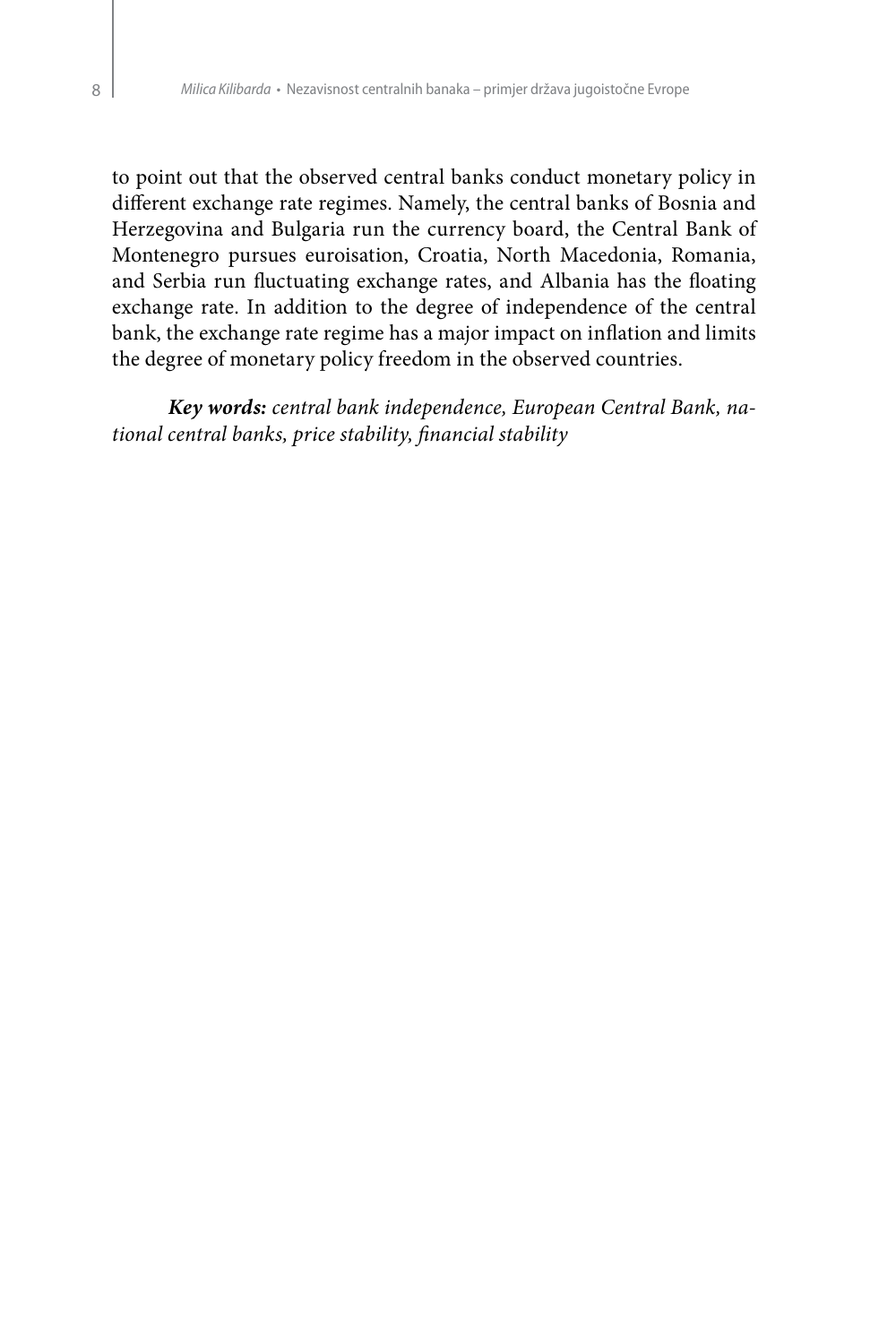to point out that the observed central banks conduct monetary policy in different exchange rate regimes. Namely, the central banks of Bosnia and Herzegovina and Bulgaria run the currency board, the Central Bank of Montenegro pursues euroisation, Croatia, North Macedonia, Romania, and Serbia run fluctuating exchange rates, and Albania has the floating exchange rate. In addition to the degree of independence of the central bank, the exchange rate regime has a major impact on inflation and limits the degree of monetary policy freedom in the observed countries.

***Key words:*** *central bank independence, European Central Bank, national central banks, price stability, financial stability*